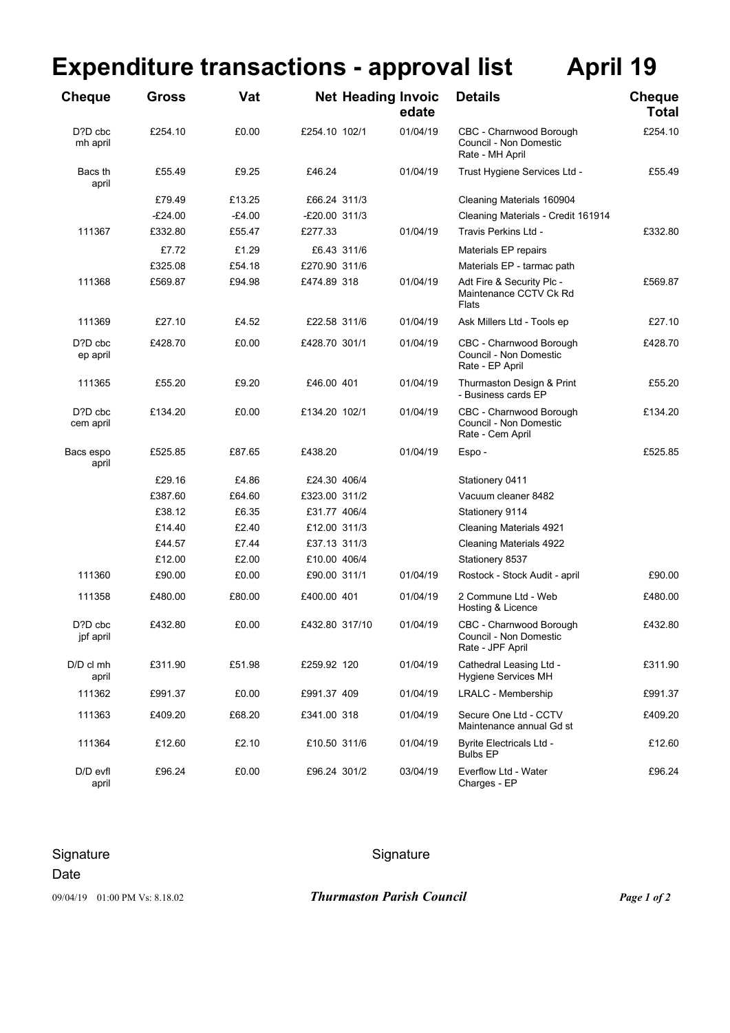# Expenditure transactions - approval list April 19

| Cheque | Gross | Vat | Net | Heading | Invoicedate | Details | Cheque Total |
|---|---|---|---|---|---|---|---|
| D?D cbc mh april | £254.10 | £0.00 | £254.10 | 102/1 | 01/04/19 | CBC - Charnwood Borough Council - Non Domestic Rate - MH April | £254.10 |
| Bacs th april | £55.49 | £9.25 | £46.24 | | 01/04/19 | Trust Hygiene Services Ltd - | £55.49 |
| | £79.49 | £13.25 | £66.24 | 311/3 | | Cleaning Materials 160904 | |
| | -£24.00 | -£4.00 | -£20.00 | 311/3 | | Cleaning Materials - Credit 161914 | |
| 111367 | £332.80 | £55.47 | £277.33 | | 01/04/19 | Travis Perkins Ltd - | £332.80 |
| | £7.72 | £1.29 | £6.43 | 311/6 | | Materials EP repairs | |
| | £325.08 | £54.18 | £270.90 | 311/6 | | Materials EP - tarmac path | |
| 111368 | £569.87 | £94.98 | £474.89 | 318 | 01/04/19 | Adt Fire & Security Plc - Maintenance CCTV Ck Rd Flats | £569.87 |
| 111369 | £27.10 | £4.52 | £22.58 | 311/6 | 01/04/19 | Ask Millers Ltd - Tools ep | £27.10 |
| D?D cbc ep april | £428.70 | £0.00 | £428.70 | 301/1 | 01/04/19 | CBC - Charnwood Borough Council - Non Domestic Rate - EP April | £428.70 |
| 111365 | £55.20 | £9.20 | £46.00 | 401 | 01/04/19 | Thurmaston Design & Print - Business cards EP | £55.20 |
| D?D cbc cem april | £134.20 | £0.00 | £134.20 | 102/1 | 01/04/19 | CBC - Charnwood Borough Council - Non Domestic Rate - Cem April | £134.20 |
| Bacs espo april | £525.85 | £87.65 | £438.20 | | 01/04/19 | Espo - | £525.85 |
| | £29.16 | £4.86 | £24.30 | 406/4 | | Stationery 0411 | |
| | £387.60 | £64.60 | £323.00 | 311/2 | | Vacuum cleaner 8482 | |
| | £38.12 | £6.35 | £31.77 | 406/4 | | Stationery 9114 | |
| | £14.40 | £2.40 | £12.00 | 311/3 | | Cleaning Materials 4921 | |
| | £44.57 | £7.44 | £37.13 | 311/3 | | Cleaning Materials 4922 | |
| | £12.00 | £2.00 | £10.00 | 406/4 | | Stationery 8537 | |
| 111360 | £90.00 | £0.00 | £90.00 | 311/1 | 01/04/19 | Rostock - Stock Audit - april | £90.00 |
| 111358 | £480.00 | £80.00 | £400.00 | 401 | 01/04/19 | 2 Commune Ltd - Web Hosting & Licence | £480.00 |
| D?D cbc jpf april | £432.80 | £0.00 | £432.80 | 317/10 | 01/04/19 | CBC - Charnwood Borough Council - Non Domestic Rate - JPF April | £432.80 |
| D/D cl mh april | £311.90 | £51.98 | £259.92 | 120 | 01/04/19 | Cathedral Leasing Ltd - Hygiene Services MH | £311.90 |
| 111362 | £991.37 | £0.00 | £991.37 | 409 | 01/04/19 | LRALC - Membership | £991.37 |
| 111363 | £409.20 | £68.20 | £341.00 | 318 | 01/04/19 | Secure One Ltd - CCTV Maintenance annual Gd st | £409.20 |
| 111364 | £12.60 | £2.10 | £10.50 | 311/6 | 01/04/19 | Byrite Electricals Ltd - Bulbs EP | £12.60 |
| D/D evfl april | £96.24 | £0.00 | £96.24 | 301/2 | 03/04/19 | Everflow Ltd - Water Charges - EP | £96.24 |

Signature

Date

Signature

09/04/19 01:00 PM Vs: 8.18.02

*Thurmaston Parish Council*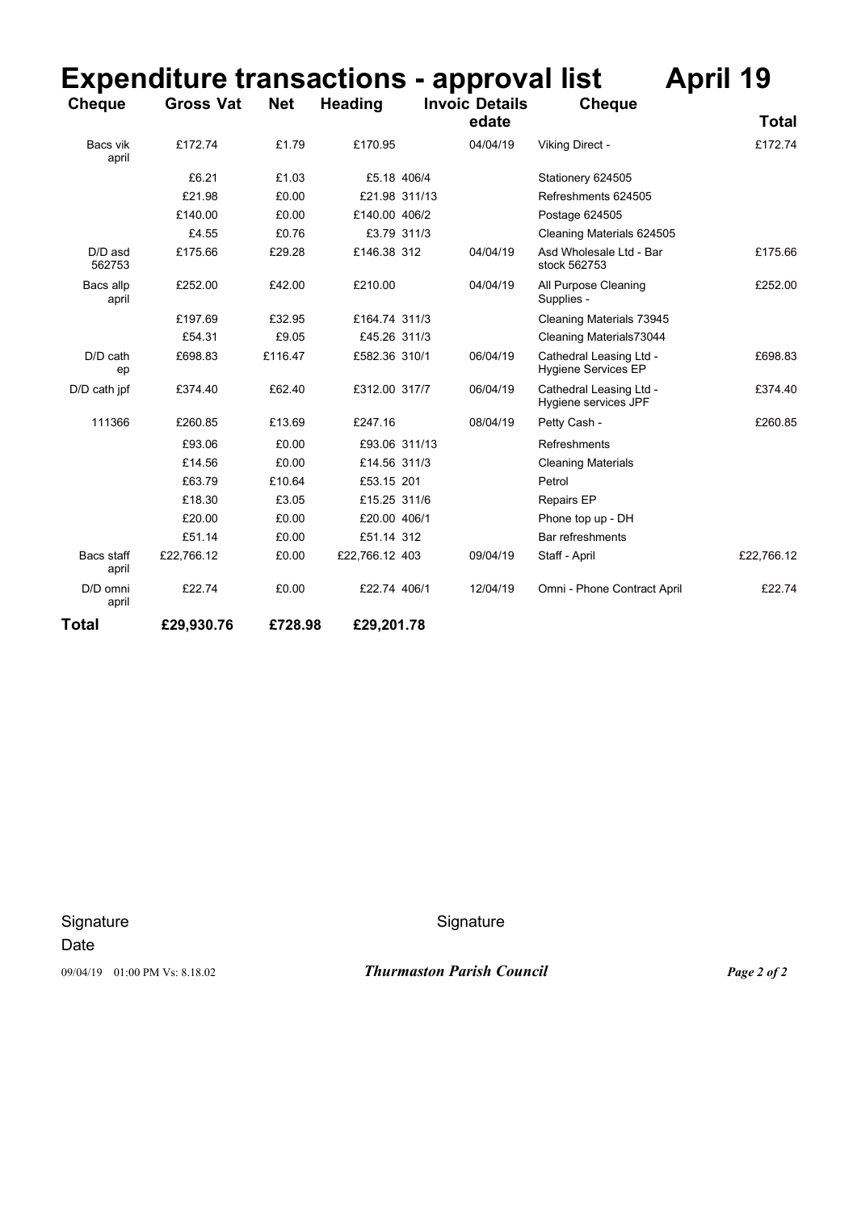# Expenditure transactions - approval list April 19

| Cheque | Gross | Vat | Net | Heading | Invoice date | Details | Cheque Total |
|---|---|---|---|---|---|---|---|
| Bacs vik april | £172.74 | £1.79 | £170.95 | | 04/04/19 | Viking Direct - | £172.74 |
| | £6.21 | £1.03 | £5.18 | 406/4 | | Stationery 624505 | |
| | £21.98 | £0.00 | £21.98 | 311/13 | | Refreshments 624505 | |
| | £140.00 | £0.00 | £140.00 | 406/2 | | Postage 624505 | |
| | £4.55 | £0.76 | £3.79 | 311/3 | | Cleaning Materials 624505 | |
| D/D asd 562753 | £175.66 | £29.28 | £146.38 | 312 | 04/04/19 | Asd Wholesale Ltd - Bar stock 562753 | £175.66 |
| Bacs allp april | £252.00 | £42.00 | £210.00 | | 04/04/19 | All Purpose Cleaning Supplies - | £252.00 |
| | £197.69 | £32.95 | £164.74 | 311/3 | | Cleaning Materials 73945 | |
| | £54.31 | £9.05 | £45.26 | 311/3 | | Cleaning Materials73044 | |
| D/D cath ep | £698.83 | £116.47 | £582.36 | 310/1 | 06/04/19 | Cathedral Leasing Ltd - Hygiene Services EP | £698.83 |
| D/D cath jpf | £374.40 | £62.40 | £312.00 | 317/7 | 06/04/19 | Cathedral Leasing Ltd - Hygiene services JPF | £374.40 |
| 111366 | £260.85 | £13.69 | £247.16 | | 08/04/19 | Petty Cash - | £260.85 |
| | £93.06 | £0.00 | £93.06 | 311/13 | | Refreshments | |
| | £14.56 | £0.00 | £14.56 | 311/3 | | Cleaning Materials | |
| | £63.79 | £10.64 | £53.15 | 201 | | Petrol | |
| | £18.30 | £3.05 | £15.25 | 311/6 | | Repairs EP | |
| | £20.00 | £0.00 | £20.00 | 406/1 | | Phone top up - DH | |
| | £51.14 | £0.00 | £51.14 | 312 | | Bar refreshments | |
| Bacs staff april | £22,766.12 | £0.00 | £22,766.12 | 403 | 09/04/19 | Staff - April | £22,766.12 |
| D/D omni april | £22.74 | £0.00 | £22.74 | 406/1 | 12/04/19 | Omni - Phone Contract April | £22.74 |
| **Total** | **£29,930.76** | **£728.98** | **£29,201.78** | | | | |

Signature

Date

Signature

09/04/19 01:00 PM Vs: 8.18.02

*Thurmaston Parish Council*